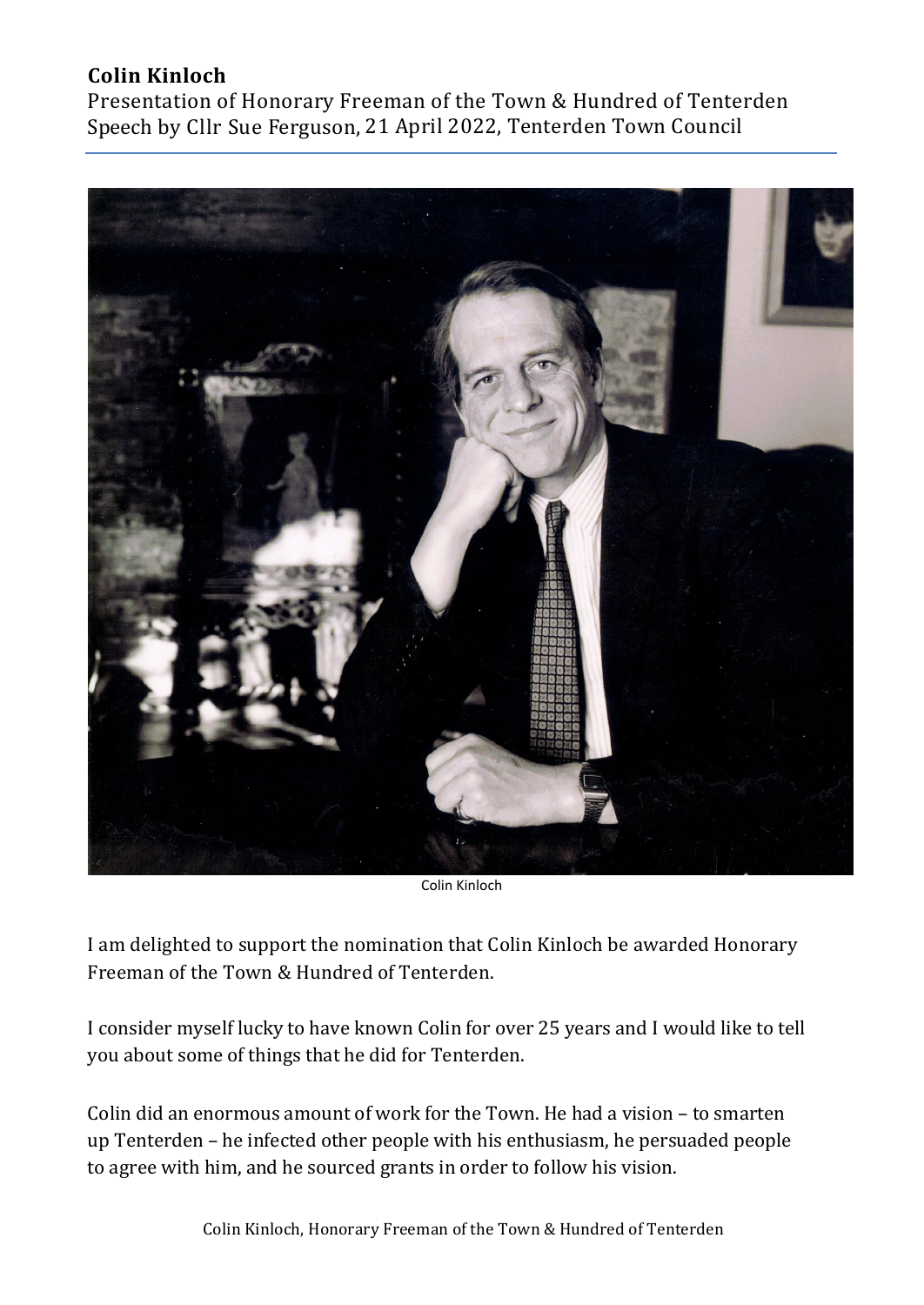**Colin Kinloch**

Presentation of Honorary Freeman of the Town & Hundred of Tenterden
Speech by Cllr Sue Ferguson, 21 April 2022, Tenterden Town Council

Colin Kinloch

I am delighted to support the nomination that Colin Kinloch be awarded Honorary Freeman of the Town & Hundred of Tenterden.

I consider myself lucky to have known Colin for over 25 years and I would like to tell you about some of things that he did for Tenterden.

Colin did an enormous amount of work for the Town. He had a vision – to smarten up Tenterden – he infected other people with his enthusiasm, he persuaded people to agree with him, and he sourced grants in order to follow his vision.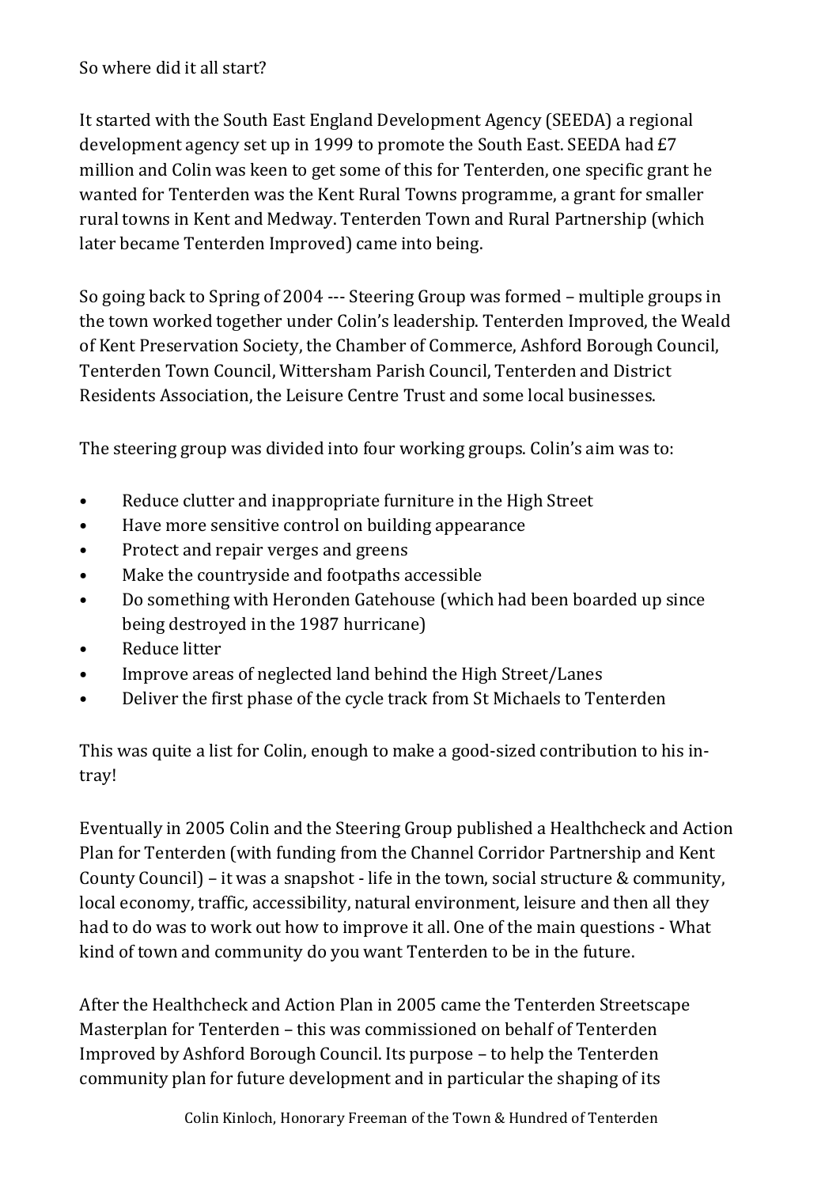So where did it all start?

It started with the South East England Development Agency (SEEDA) a regional development agency set up in 1999 to promote the South East. SEEDA had £7 million and Colin was keen to get some of this for Tenterden, one specific grant he wanted for Tenterden was the Kent Rural Towns programme, a grant for smaller rural towns in Kent and Medway. Tenterden Town and Rural Partnership (which later became Tenterden Improved) came into being.

So going back to Spring of 2004 --- Steering Group was formed – multiple groups in the town worked together under Colin's leadership. Tenterden Improved, the Weald of Kent Preservation Society, the Chamber of Commerce, Ashford Borough Council, Tenterden Town Council, Wittersham Parish Council, Tenterden and District Residents Association, the Leisure Centre Trust and some local businesses.

The steering group was divided into four working groups. Colin's aim was to:

- Reduce clutter and inappropriate furniture in the High Street
- Have more sensitive control on building appearance
- Protect and repair verges and greens
- Make the countryside and footpaths accessible
- Do something with Heronden Gatehouse (which had been boarded up since being destroyed in the 1987 hurricane)
- Reduce litter
- Improve areas of neglected land behind the High Street/Lanes
- Deliver the first phase of the cycle track from St Michaels to Tenterden

This was quite a list for Colin, enough to make a good-sized contribution to his in-tray!

Eventually in 2005 Colin and the Steering Group published a Healthcheck and Action Plan for Tenterden (with funding from the Channel Corridor Partnership and Kent County Council) – it was a snapshot - life in the town, social structure & community, local economy, traffic, accessibility, natural environment, leisure and then all they had to do was to work out how to improve it all. One of the main questions - What kind of town and community do you want Tenterden to be in the future.

After the Healthcheck and Action Plan in 2005 came the Tenterden Streetscape Masterplan for Tenterden – this was commissioned on behalf of Tenterden Improved by Ashford Borough Council. Its purpose – to help the Tenterden community plan for future development and in particular the shaping of its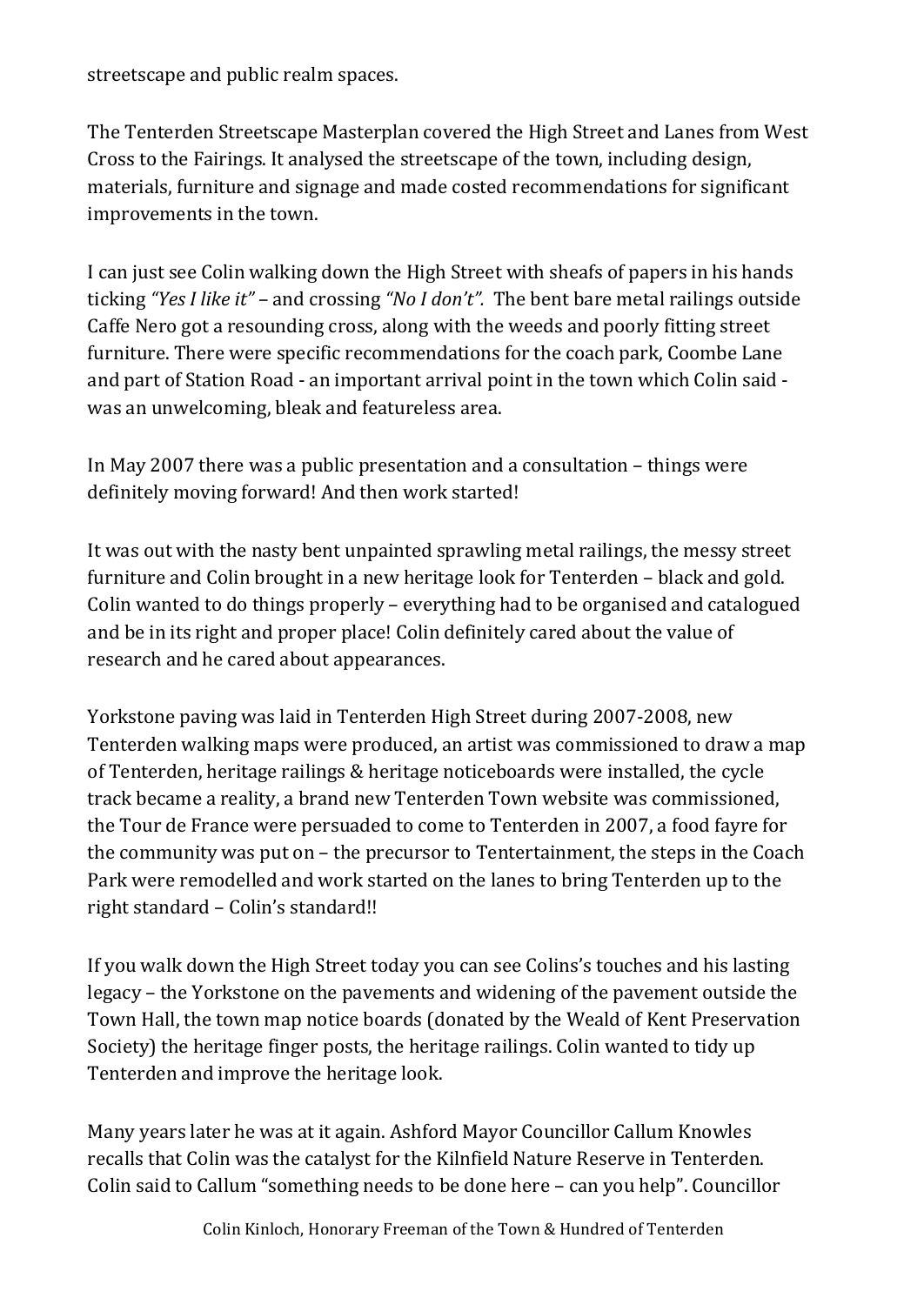streetscape and public realm spaces.

The Tenterden Streetscape Masterplan covered the High Street and Lanes from West Cross to the Fairings. It analysed the streetscape of the town, including design, materials, furniture and signage and made costed recommendations for significant improvements in the town.

I can just see Colin walking down the High Street with sheafs of papers in his hands ticking *"Yes I like it"* – and crossing *"No I don't".* The bent bare metal railings outside Caffe Nero got a resounding cross, along with the weeds and poorly fitting street furniture. There were specific recommendations for the coach park, Coombe Lane and part of Station Road - an important arrival point in the town which Colin said - was an unwelcoming, bleak and featureless area.

In May 2007 there was a public presentation and a consultation – things were definitely moving forward! And then work started!

It was out with the nasty bent unpainted sprawling metal railings, the messy street furniture and Colin brought in a new heritage look for Tenterden – black and gold. Colin wanted to do things properly – everything had to be organised and catalogued and be in its right and proper place! Colin definitely cared about the value of research and he cared about appearances.

Yorkstone paving was laid in Tenterden High Street during 2007-2008, new Tenterden walking maps were produced, an artist was commissioned to draw a map of Tenterden, heritage railings & heritage noticeboards were installed, the cycle track became a reality, a brand new Tenterden Town website was commissioned, the Tour de France were persuaded to come to Tenterden in 2007, a food fayre for the community was put on – the precursor to Tentertainment, the steps in the Coach Park were remodelled and work started on the lanes to bring Tenterden up to the right standard – Colin's standard!!

If you walk down the High Street today you can see Colins's touches and his lasting legacy – the Yorkstone on the pavements and widening of the pavement outside the Town Hall, the town map notice boards (donated by the Weald of Kent Preservation Society) the heritage finger posts, the heritage railings. Colin wanted to tidy up Tenterden and improve the heritage look.

Many years later he was at it again. Ashford Mayor Councillor Callum Knowles recalls that Colin was the catalyst for the Kilnfield Nature Reserve in Tenterden. Colin said to Callum "something needs to be done here – can you help". Councillor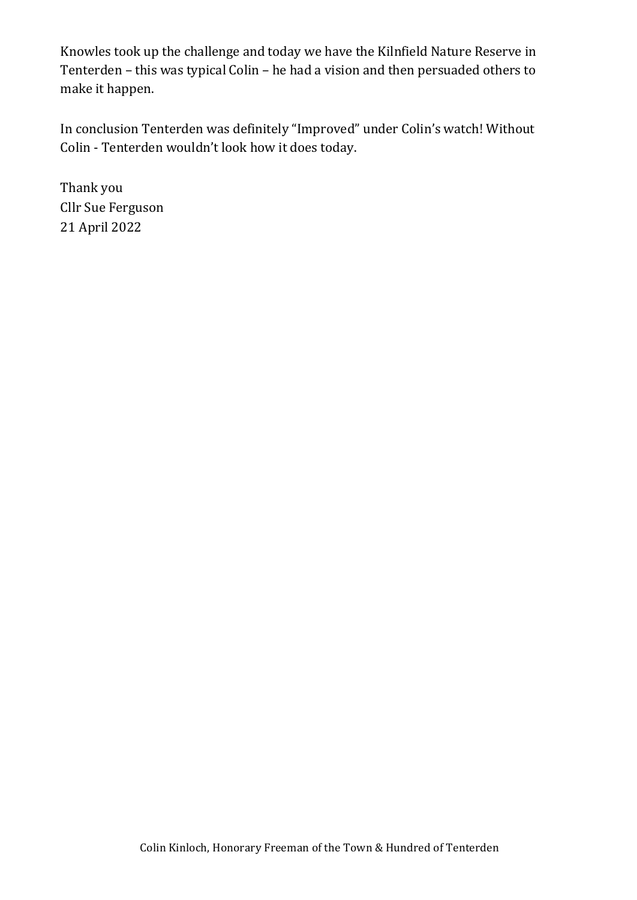Knowles took up the challenge and today we have the Kilnfield Nature Reserve in Tenterden – this was typical Colin – he had a vision and then persuaded others to make it happen.

In conclusion Tenterden was definitely "Improved" under Colin's watch! Without Colin - Tenterden wouldn't look how it does today.

Thank you
Cllr Sue Ferguson
21 April 2022